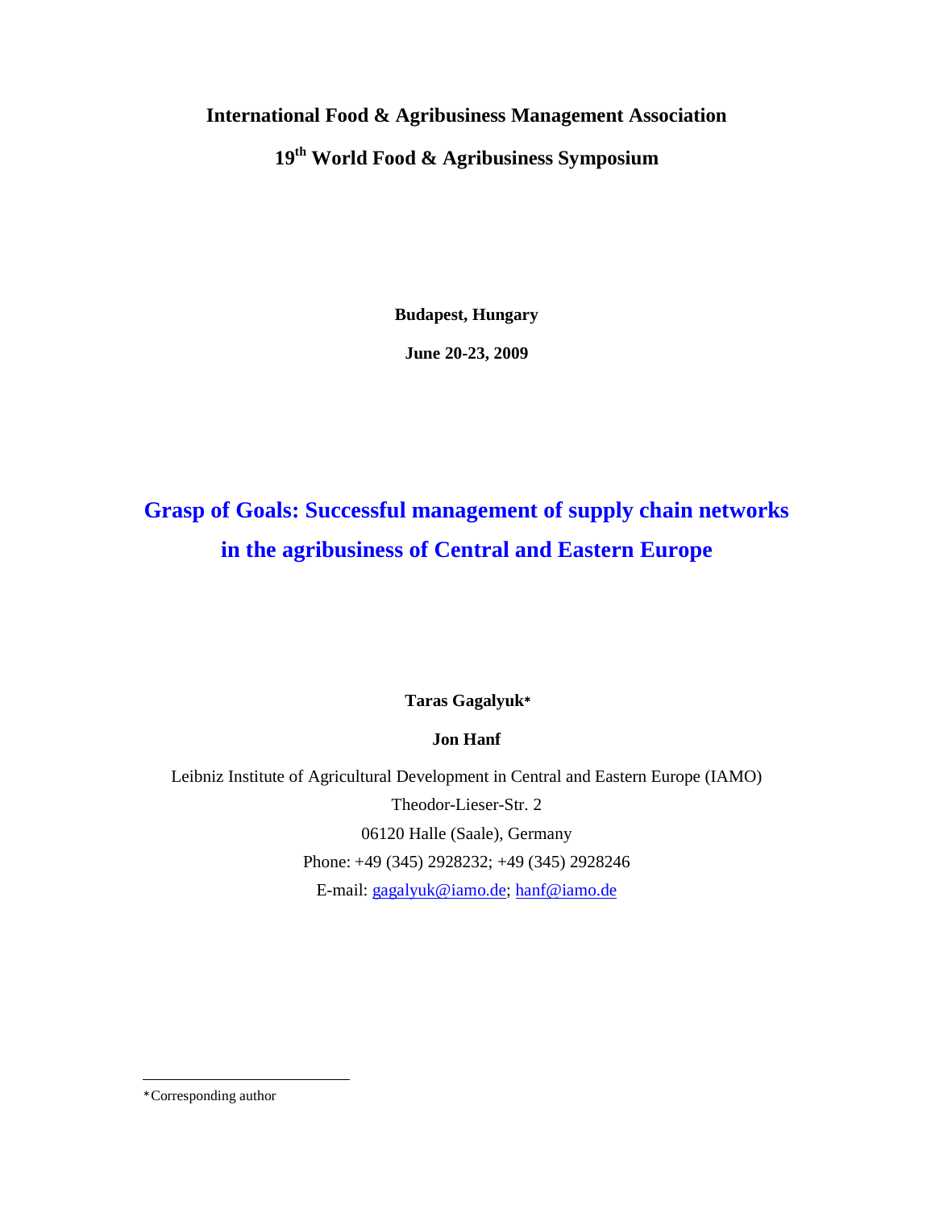**International Food & Agribusiness Management Association**

**19th World Food & Agribusiness Symposium**

**Budapest, Hungary**

**June 20-23, 2009**

# Grasp of Goals: Successful management of supply chain networks in the agribusiness of Central and Eastern Europe

**Taras Gagalyuk***

**Jon Hanf**

Leibniz Institute of Agricultural Development in Central and Eastern Europe (IAMO)

Theodor-Lieser-Str. 2

06120 Halle (Saale), Germany

Phone: +49 (345) 2928232; +49 (345) 2928246

E-mail: gagalyuk@iamo.de; hanf@iamo.de

---

*Corresponding author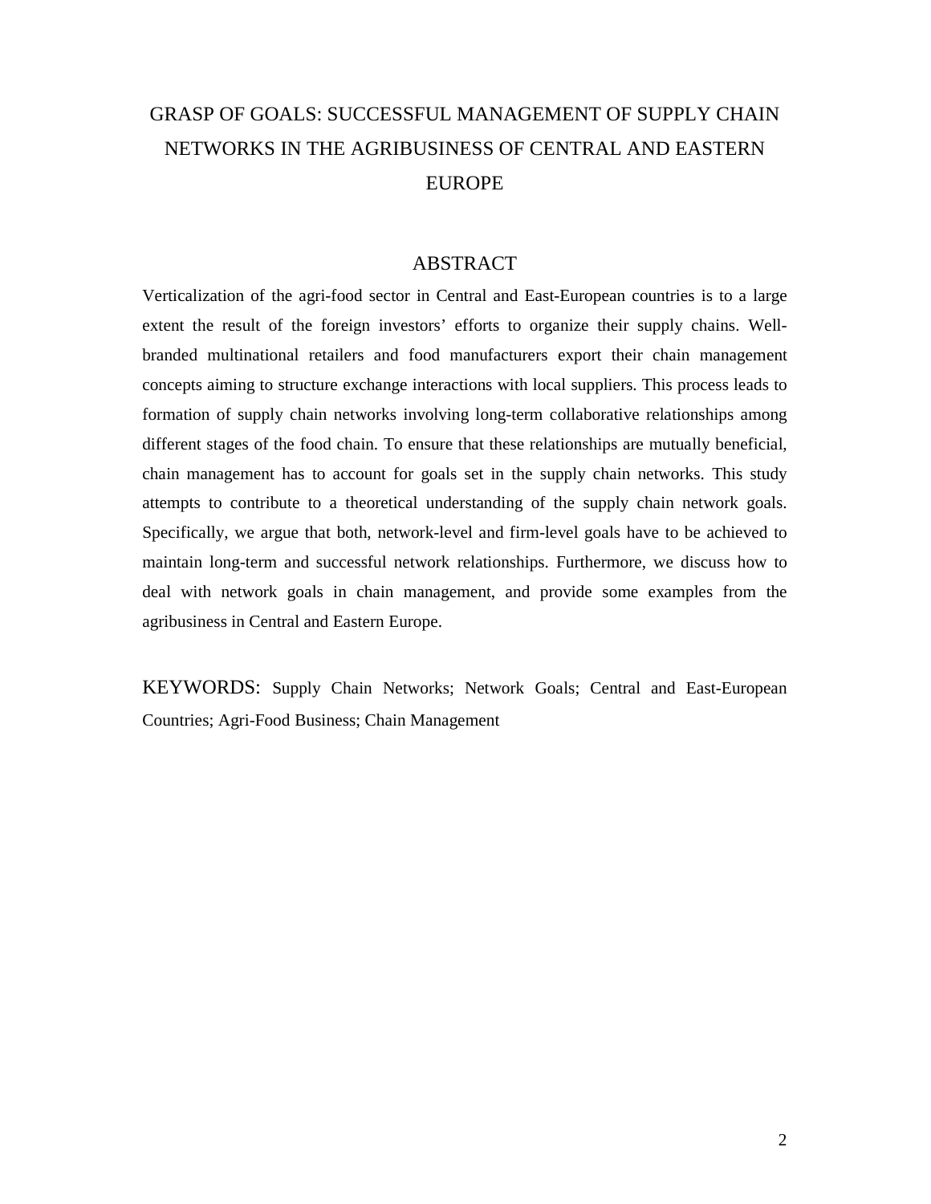# GRASP OF GOALS: SUCCESSFUL MANAGEMENT OF SUPPLY CHAIN NETWORKS IN THE AGRIBUSINESS OF CENTRAL AND EASTERN EUROPE

## ABSTRACT

Verticalization of the agri-food sector in Central and East-European countries is to a large extent the result of the foreign investors' efforts to organize their supply chains. Well-branded multinational retailers and food manufacturers export their chain management concepts aiming to structure exchange interactions with local suppliers. This process leads to formation of supply chain networks involving long-term collaborative relationships among different stages of the food chain. To ensure that these relationships are mutually beneficial, chain management has to account for goals set in the supply chain networks. This study attempts to contribute to a theoretical understanding of the supply chain network goals. Specifically, we argue that both, network-level and firm-level goals have to be achieved to maintain long-term and successful network relationships. Furthermore, we discuss how to deal with network goals in chain management, and provide some examples from the agribusiness in Central and Eastern Europe.

KEYWORDS: Supply Chain Networks; Network Goals; Central and East-European Countries; Agri-Food Business; Chain Management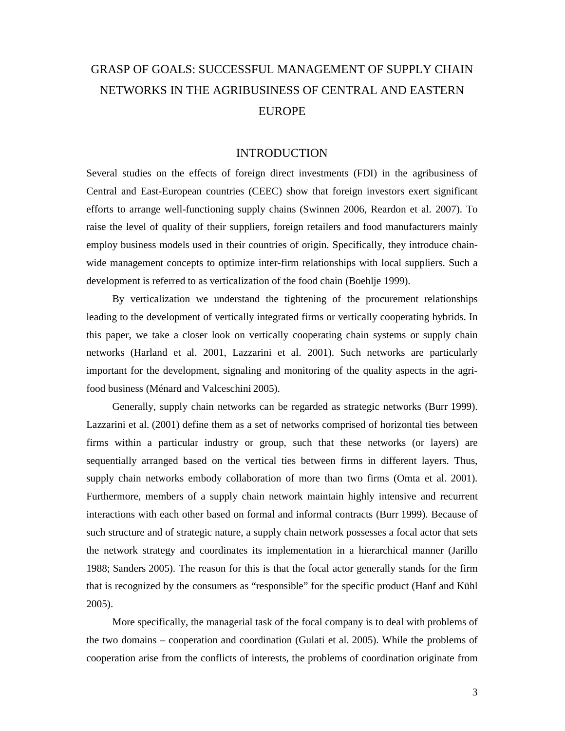# GRASP OF GOALS: SUCCESSFUL MANAGEMENT OF SUPPLY CHAIN NETWORKS IN THE AGRIBUSINESS OF CENTRAL AND EASTERN EUROPE

## INTRODUCTION

Several studies on the effects of foreign direct investments (FDI) in the agribusiness of Central and East-European countries (CEEC) show that foreign investors exert significant efforts to arrange well-functioning supply chains (Swinnen 2006, Reardon et al. 2007). To raise the level of quality of their suppliers, foreign retailers and food manufacturers mainly employ business models used in their countries of origin. Specifically, they introduce chain-wide management concepts to optimize inter-firm relationships with local suppliers. Such a development is referred to as verticalization of the food chain (Boehlje 1999).

By verticalization we understand the tightening of the procurement relationships leading to the development of vertically integrated firms or vertically cooperating hybrids. In this paper, we take a closer look on vertically cooperating chain systems or supply chain networks (Harland et al. 2001, Lazzarini et al. 2001). Such networks are particularly important for the development, signaling and monitoring of the quality aspects in the agri-food business (Ménard and Valceschini 2005).

Generally, supply chain networks can be regarded as strategic networks (Burr 1999). Lazzarini et al. (2001) define them as a set of networks comprised of horizontal ties between firms within a particular industry or group, such that these networks (or layers) are sequentially arranged based on the vertical ties between firms in different layers. Thus, supply chain networks embody collaboration of more than two firms (Omta et al. 2001). Furthermore, members of a supply chain network maintain highly intensive and recurrent interactions with each other based on formal and informal contracts (Burr 1999). Because of such structure and of strategic nature, a supply chain network possesses a focal actor that sets the network strategy and coordinates its implementation in a hierarchical manner (Jarillo 1988; Sanders 2005). The reason for this is that the focal actor generally stands for the firm that is recognized by the consumers as "responsible" for the specific product (Hanf and Kühl 2005).

More specifically, the managerial task of the focal company is to deal with problems of the two domains – cooperation and coordination (Gulati et al. 2005). While the problems of cooperation arise from the conflicts of interests, the problems of coordination originate from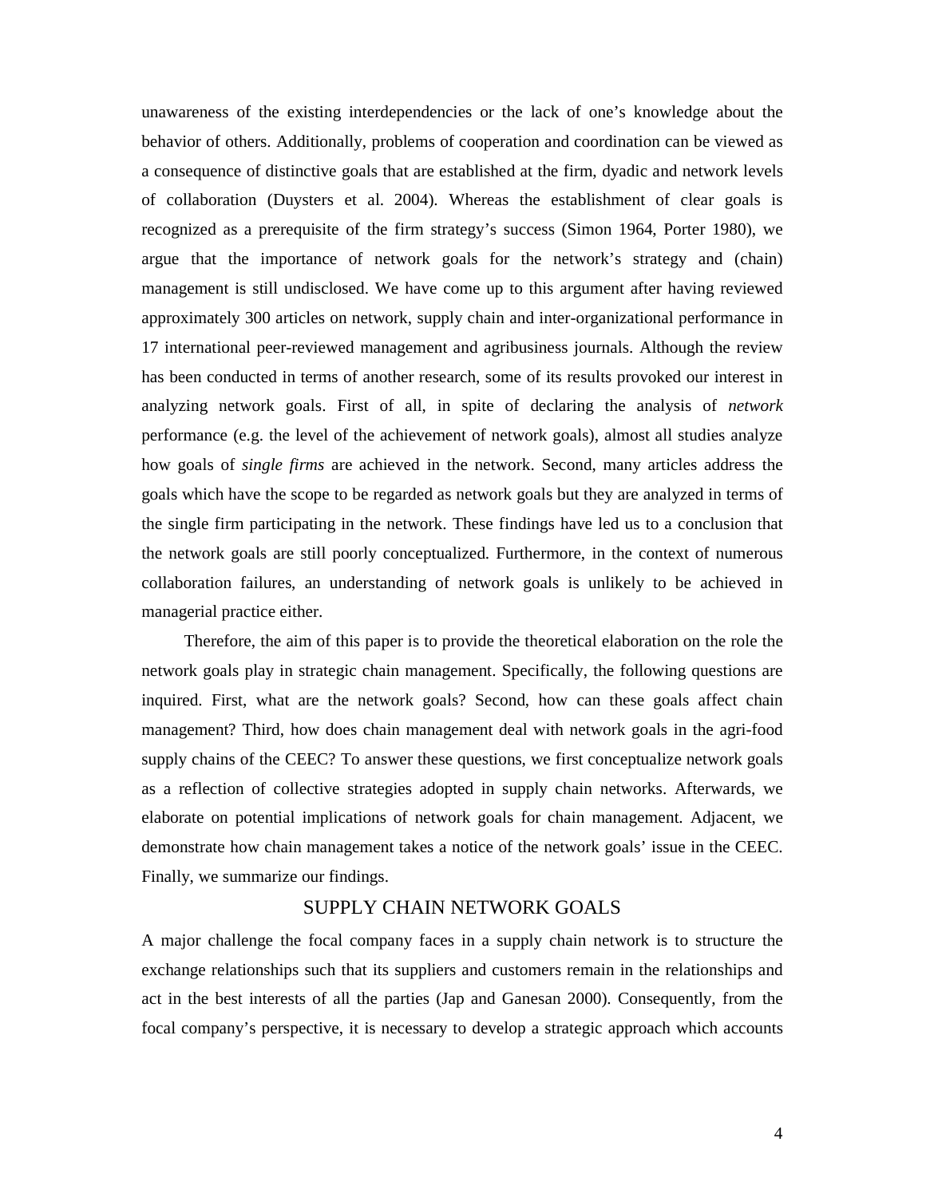unawareness of the existing interdependencies or the lack of one's knowledge about the behavior of others. Additionally, problems of cooperation and coordination can be viewed as a consequence of distinctive goals that are established at the firm, dyadic and network levels of collaboration (Duysters et al. 2004). Whereas the establishment of clear goals is recognized as a prerequisite of the firm strategy's success (Simon 1964, Porter 1980), we argue that the importance of network goals for the network's strategy and (chain) management is still undisclosed. We have come up to this argument after having reviewed approximately 300 articles on network, supply chain and inter-organizational performance in 17 international peer-reviewed management and agribusiness journals. Although the review has been conducted in terms of another research, some of its results provoked our interest in analyzing network goals. First of all, in spite of declaring the analysis of *network* performance (e.g. the level of the achievement of network goals), almost all studies analyze how goals of *single firms* are achieved in the network. Second, many articles address the goals which have the scope to be regarded as network goals but they are analyzed in terms of the single firm participating in the network. These findings have led us to a conclusion that the network goals are still poorly conceptualized. Furthermore, in the context of numerous collaboration failures, an understanding of network goals is unlikely to be achieved in managerial practice either.

Therefore, the aim of this paper is to provide the theoretical elaboration on the role the network goals play in strategic chain management. Specifically, the following questions are inquired. First, what are the network goals? Second, how can these goals affect chain management? Third, how does chain management deal with network goals in the agri-food supply chains of the CEEC? To answer these questions, we first conceptualize network goals as a reflection of collective strategies adopted in supply chain networks. Afterwards, we elaborate on potential implications of network goals for chain management. Adjacent, we demonstrate how chain management takes a notice of the network goals' issue in the CEEC. Finally, we summarize our findings.

## SUPPLY CHAIN NETWORK GOALS

A major challenge the focal company faces in a supply chain network is to structure the exchange relationships such that its suppliers and customers remain in the relationships and act in the best interests of all the parties (Jap and Ganesan 2000). Consequently, from the focal company's perspective, it is necessary to develop a strategic approach which accounts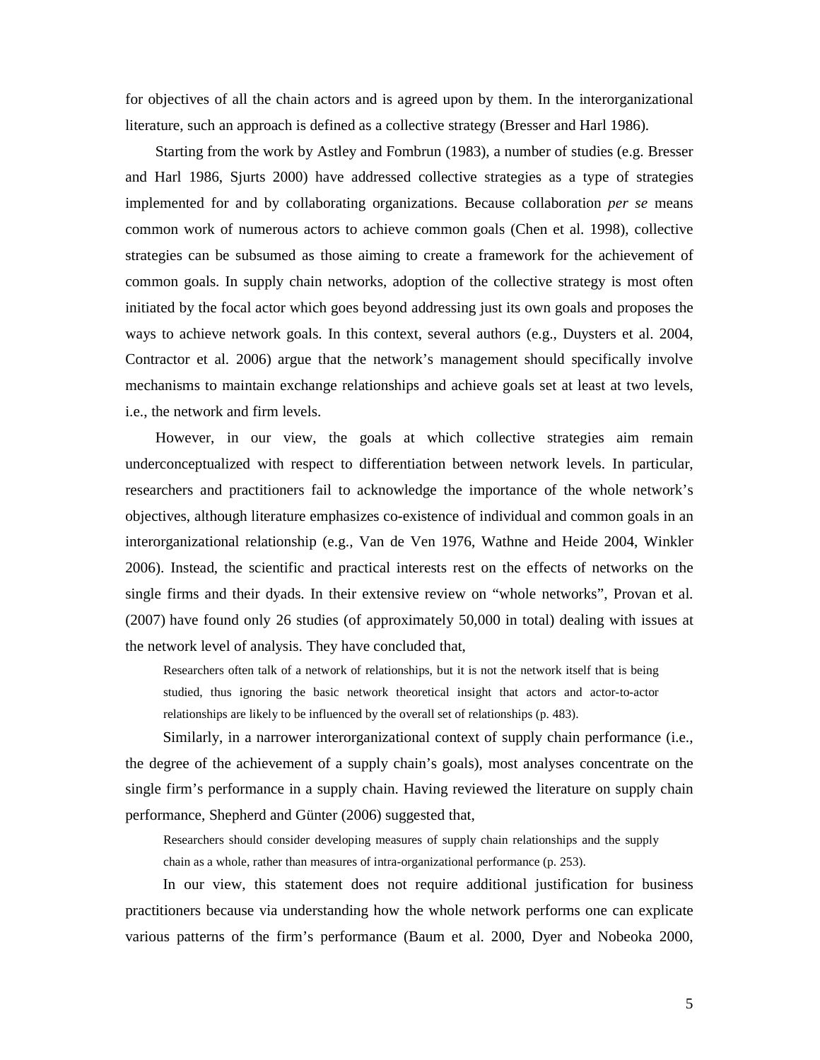for objectives of all the chain actors and is agreed upon by them. In the interorganizational literature, such an approach is defined as a collective strategy (Bresser and Harl 1986).

Starting from the work by Astley and Fombrun (1983), a number of studies (e.g. Bresser and Harl 1986, Sjurts 2000) have addressed collective strategies as a type of strategies implemented for and by collaborating organizations. Because collaboration *per se* means common work of numerous actors to achieve common goals (Chen et al. 1998), collective strategies can be subsumed as those aiming to create a framework for the achievement of common goals. In supply chain networks, adoption of the collective strategy is most often initiated by the focal actor which goes beyond addressing just its own goals and proposes the ways to achieve network goals. In this context, several authors (e.g., Duysters et al. 2004, Contractor et al. 2006) argue that the network's management should specifically involve mechanisms to maintain exchange relationships and achieve goals set at least at two levels, i.e., the network and firm levels.

However, in our view, the goals at which collective strategies aim remain underconceptualized with respect to differentiation between network levels. In particular, researchers and practitioners fail to acknowledge the importance of the whole network's objectives, although literature emphasizes co-existence of individual and common goals in an interorganizational relationship (e.g., Van de Ven 1976, Wathne and Heide 2004, Winkler 2006). Instead, the scientific and practical interests rest on the effects of networks on the single firms and their dyads. In their extensive review on "whole networks", Provan et al. (2007) have found only 26 studies (of approximately 50,000 in total) dealing with issues at the network level of analysis. They have concluded that,

> Researchers often talk of a network of relationships, but it is not the network itself that is being studied, thus ignoring the basic network theoretical insight that actors and actor-to-actor relationships are likely to be influenced by the overall set of relationships (p. 483).

Similarly, in a narrower interorganizational context of supply chain performance (i.e., the degree of the achievement of a supply chain's goals), most analyses concentrate on the single firm's performance in a supply chain. Having reviewed the literature on supply chain performance, Shepherd and Günter (2006) suggested that,

> Researchers should consider developing measures of supply chain relationships and the supply chain as a whole, rather than measures of intra-organizational performance (p. 253).

In our view, this statement does not require additional justification for business practitioners because via understanding how the whole network performs one can explicate various patterns of the firm's performance (Baum et al. 2000, Dyer and Nobeoka 2000,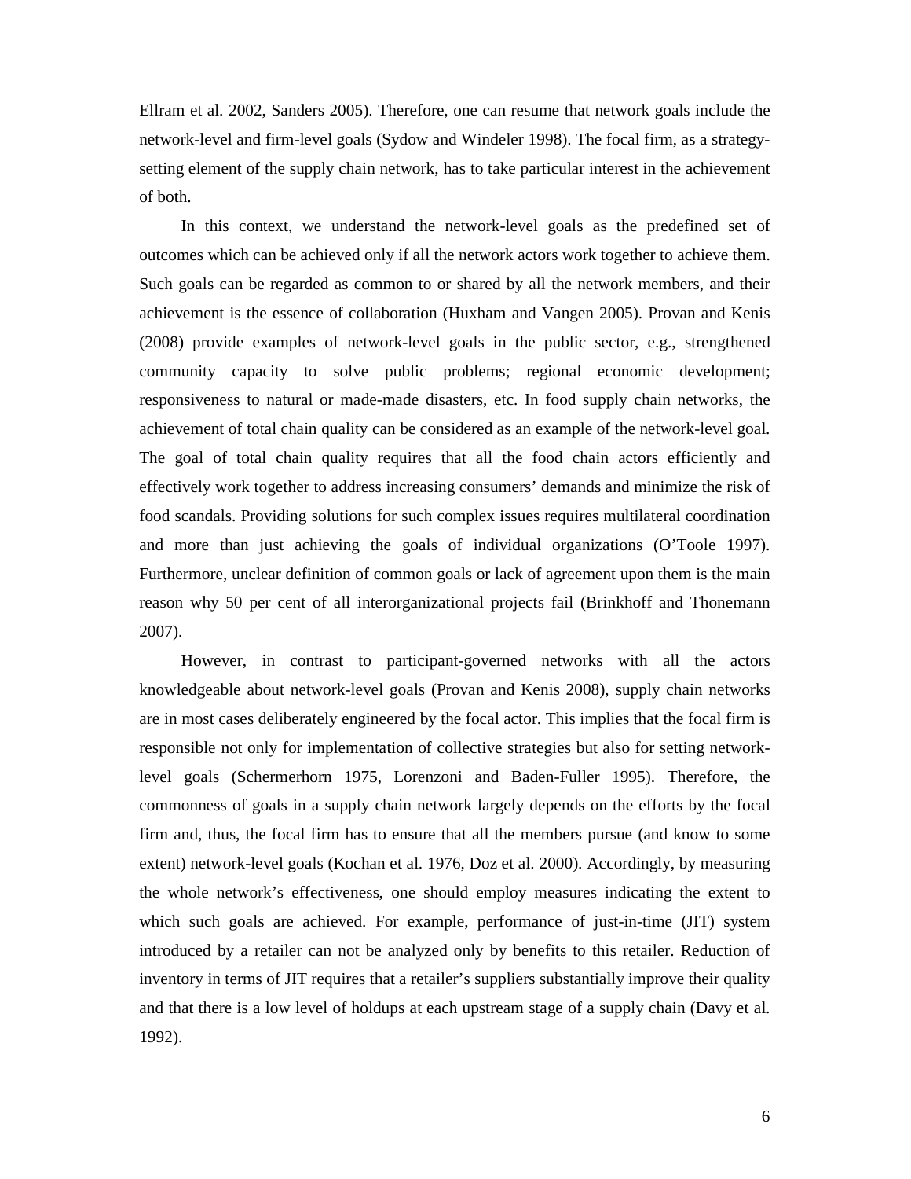Ellram et al. 2002, Sanders 2005). Therefore, one can resume that network goals include the network-level and firm-level goals (Sydow and Windeler 1998). The focal firm, as a strategy-setting element of the supply chain network, has to take particular interest in the achievement of both.

In this context, we understand the network-level goals as the predefined set of outcomes which can be achieved only if all the network actors work together to achieve them. Such goals can be regarded as common to or shared by all the network members, and their achievement is the essence of collaboration (Huxham and Vangen 2005). Provan and Kenis (2008) provide examples of network-level goals in the public sector, e.g., strengthened community capacity to solve public problems; regional economic development; responsiveness to natural or made-made disasters, etc. In food supply chain networks, the achievement of total chain quality can be considered as an example of the network-level goal. The goal of total chain quality requires that all the food chain actors efficiently and effectively work together to address increasing consumers' demands and minimize the risk of food scandals. Providing solutions for such complex issues requires multilateral coordination and more than just achieving the goals of individual organizations (O'Toole 1997). Furthermore, unclear definition of common goals or lack of agreement upon them is the main reason why 50 per cent of all interorganizational projects fail (Brinkhoff and Thonemann 2007).

However, in contrast to participant-governed networks with all the actors knowledgeable about network-level goals (Provan and Kenis 2008), supply chain networks are in most cases deliberately engineered by the focal actor. This implies that the focal firm is responsible not only for implementation of collective strategies but also for setting network-level goals (Schermerhorn 1975, Lorenzoni and Baden-Fuller 1995). Therefore, the commonness of goals in a supply chain network largely depends on the efforts by the focal firm and, thus, the focal firm has to ensure that all the members pursue (and know to some extent) network-level goals (Kochan et al. 1976, Doz et al. 2000). Accordingly, by measuring the whole network's effectiveness, one should employ measures indicating the extent to which such goals are achieved. For example, performance of just-in-time (JIT) system introduced by a retailer can not be analyzed only by benefits to this retailer. Reduction of inventory in terms of JIT requires that a retailer's suppliers substantially improve their quality and that there is a low level of holdups at each upstream stage of a supply chain (Davy et al. 1992).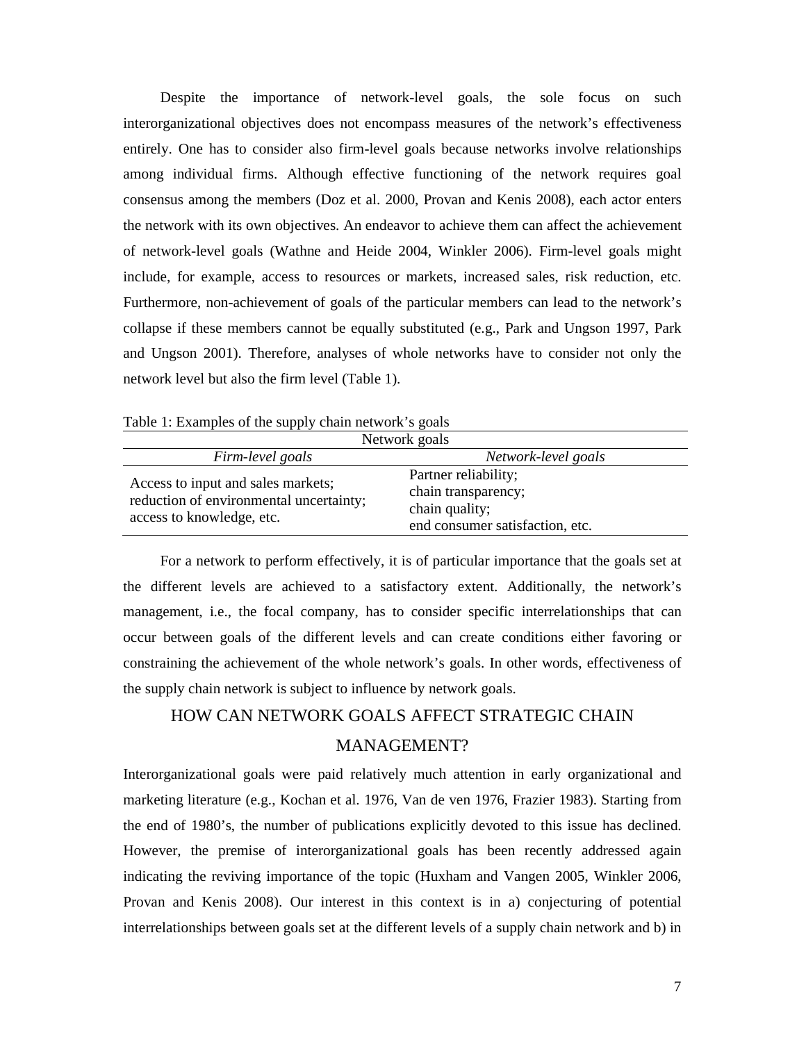Despite the importance of network-level goals, the sole focus on such interorganizational objectives does not encompass measures of the network's effectiveness entirely. One has to consider also firm-level goals because networks involve relationships among individual firms. Although effective functioning of the network requires goal consensus among the members (Doz et al. 2000, Provan and Kenis 2008), each actor enters the network with its own objectives. An endeavor to achieve them can affect the achievement of network-level goals (Wathne and Heide 2004, Winkler 2006). Firm-level goals might include, for example, access to resources or markets, increased sales, risk reduction, etc. Furthermore, non-achievement of goals of the particular members can lead to the network's collapse if these members cannot be equally substituted (e.g., Park and Ungson 1997, Park and Ungson 2001). Therefore, analyses of whole networks have to consider not only the network level but also the firm level (Table 1).

Table 1: Examples of the supply chain network's goals

| Network goals | |
|---|---|
| *Firm-level goals* | *Network-level goals* |
| Access to input and sales markets; reduction of environmental uncertainty; access to knowledge, etc. | Partner reliability; chain transparency; chain quality; end consumer satisfaction, etc. |

For a network to perform effectively, it is of particular importance that the goals set at the different levels are achieved to a satisfactory extent. Additionally, the network's management, i.e., the focal company, has to consider specific interrelationships that can occur between goals of the different levels and can create conditions either favoring or constraining the achievement of the whole network's goals. In other words, effectiveness of the supply chain network is subject to influence by network goals.

## HOW CAN NETWORK GOALS AFFECT STRATEGIC CHAIN MANAGEMENT?

Interorganizational goals were paid relatively much attention in early organizational and marketing literature (e.g., Kochan et al. 1976, Van de ven 1976, Frazier 1983). Starting from the end of 1980's, the number of publications explicitly devoted to this issue has declined. However, the premise of interorganizational goals has been recently addressed again indicating the reviving importance of the topic (Huxham and Vangen 2005, Winkler 2006, Provan and Kenis 2008). Our interest in this context is in a) conjecturing of potential interrelationships between goals set at the different levels of a supply chain network and b) in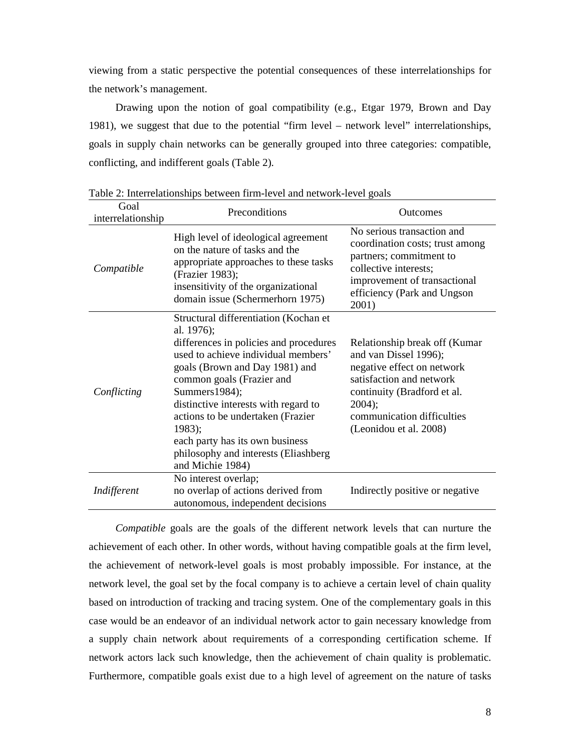viewing from a static perspective the potential consequences of these interrelationships for the network's management.

Drawing upon the notion of goal compatibility (e.g., Etgar 1979, Brown and Day 1981), we suggest that due to the potential "firm level – network level" interrelationships, goals in supply chain networks can be generally grouped into three categories: compatible, conflicting, and indifferent goals (Table 2).

Table 2: Interrelationships between firm-level and network-level goals

| Goal interrelationship | Preconditions | Outcomes |
|---|---|---|
| *Compatible* | High level of ideological agreement on the nature of tasks and the appropriate approaches to these tasks (Frazier 1983); insensitivity of the organizational domain issue (Schermerhorn 1975) | No serious transaction and coordination costs; trust among partners; commitment to collective interests; improvement of transactional efficiency (Park and Ungson 2001) |
| *Conflicting* | Structural differentiation (Kochan et al. 1976); differences in policies and procedures used to achieve individual members' goals (Brown and Day 1981) and common goals (Frazier and Summers1984); distinctive interests with regard to actions to be undertaken (Frazier 1983); each party has its own business philosophy and interests (Eliashberg and Michie 1984) | Relationship break off (Kumar and van Dissel 1996); negative effect on network satisfaction and network continuity (Bradford et al. 2004); communication difficulties (Leonidou et al. 2008) |
| *Indifferent* | No interest overlap; no overlap of actions derived from autonomous, independent decisions | Indirectly positive or negative |

*Compatible* goals are the goals of the different network levels that can nurture the achievement of each other. In other words, without having compatible goals at the firm level, the achievement of network-level goals is most probably impossible. For instance, at the network level, the goal set by the focal company is to achieve a certain level of chain quality based on introduction of tracking and tracing system. One of the complementary goals in this case would be an endeavor of an individual network actor to gain necessary knowledge from a supply chain network about requirements of a corresponding certification scheme. If network actors lack such knowledge, then the achievement of chain quality is problematic. Furthermore, compatible goals exist due to a high level of agreement on the nature of tasks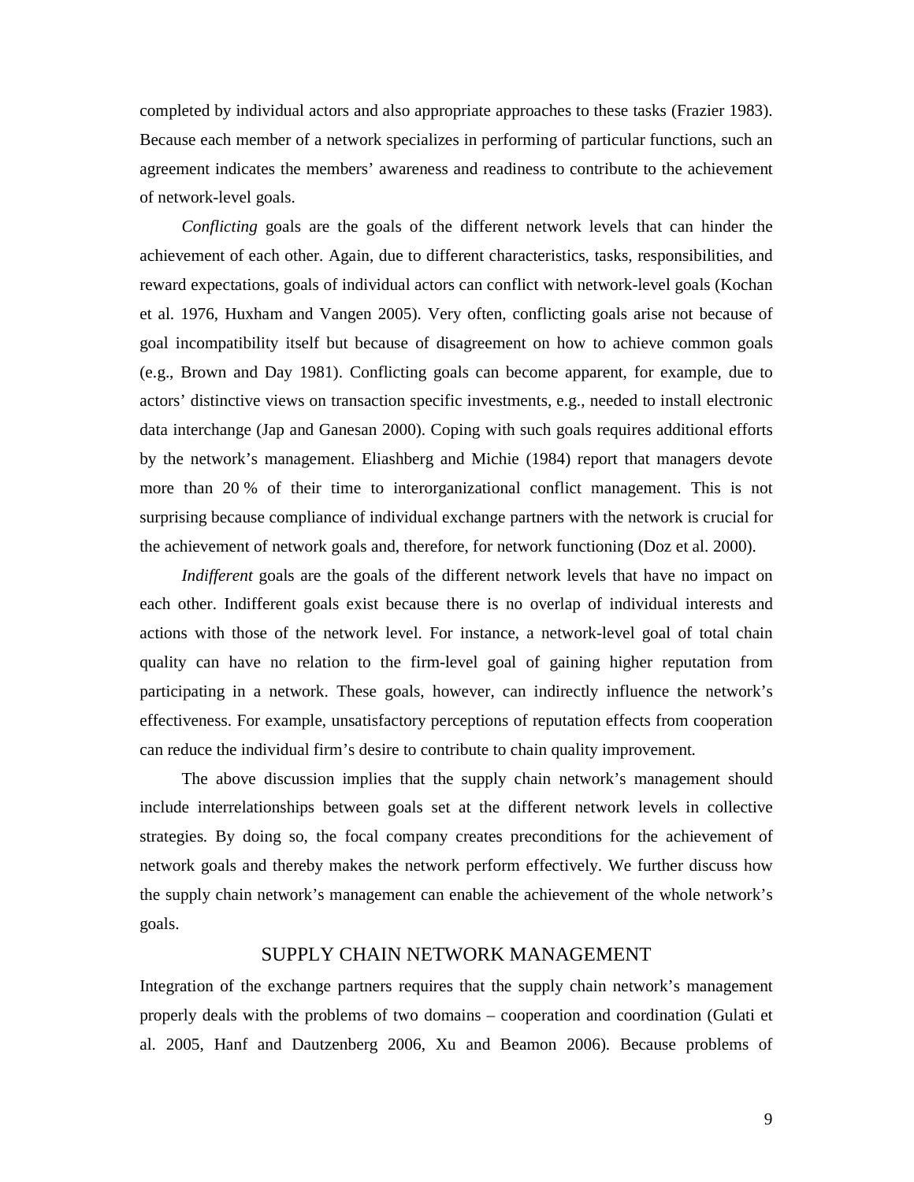completed by individual actors and also appropriate approaches to these tasks (Frazier 1983). Because each member of a network specializes in performing of particular functions, such an agreement indicates the members' awareness and readiness to contribute to the achievement of network-level goals.

*Conflicting* goals are the goals of the different network levels that can hinder the achievement of each other. Again, due to different characteristics, tasks, responsibilities, and reward expectations, goals of individual actors can conflict with network-level goals (Kochan et al. 1976, Huxham and Vangen 2005). Very often, conflicting goals arise not because of goal incompatibility itself but because of disagreement on how to achieve common goals (e.g., Brown and Day 1981). Conflicting goals can become apparent, for example, due to actors' distinctive views on transaction specific investments, e.g., needed to install electronic data interchange (Jap and Ganesan 2000). Coping with such goals requires additional efforts by the network's management. Eliashberg and Michie (1984) report that managers devote more than 20 % of their time to interorganizational conflict management. This is not surprising because compliance of individual exchange partners with the network is crucial for the achievement of network goals and, therefore, for network functioning (Doz et al. 2000).

*Indifferent* goals are the goals of the different network levels that have no impact on each other. Indifferent goals exist because there is no overlap of individual interests and actions with those of the network level. For instance, a network-level goal of total chain quality can have no relation to the firm-level goal of gaining higher reputation from participating in a network. These goals, however, can indirectly influence the network's effectiveness. For example, unsatisfactory perceptions of reputation effects from cooperation can reduce the individual firm's desire to contribute to chain quality improvement.

The above discussion implies that the supply chain network's management should include interrelationships between goals set at the different network levels in collective strategies. By doing so, the focal company creates preconditions for the achievement of network goals and thereby makes the network perform effectively. We further discuss how the supply chain network's management can enable the achievement of the whole network's goals.

## SUPPLY CHAIN NETWORK MANAGEMENT

Integration of the exchange partners requires that the supply chain network's management properly deals with the problems of two domains – cooperation and coordination (Gulati et al. 2005, Hanf and Dautzenberg 2006, Xu and Beamon 2006). Because problems of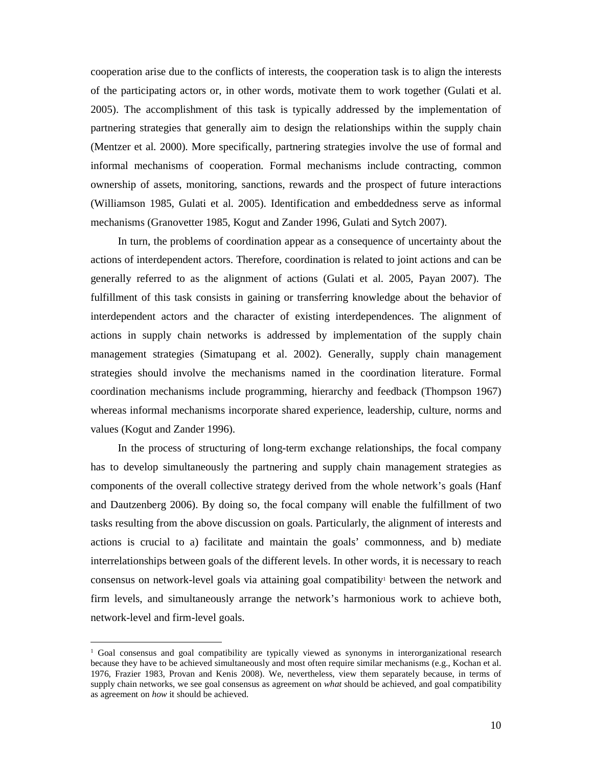cooperation arise due to the conflicts of interests, the cooperation task is to align the interests of the participating actors or, in other words, motivate them to work together (Gulati et al. 2005). The accomplishment of this task is typically addressed by the implementation of partnering strategies that generally aim to design the relationships within the supply chain (Mentzer et al. 2000). More specifically, partnering strategies involve the use of formal and informal mechanisms of cooperation. Formal mechanisms include contracting, common ownership of assets, monitoring, sanctions, rewards and the prospect of future interactions (Williamson 1985, Gulati et al. 2005). Identification and embeddedness serve as informal mechanisms (Granovetter 1985, Kogut and Zander 1996, Gulati and Sytch 2007).

In turn, the problems of coordination appear as a consequence of uncertainty about the actions of interdependent actors. Therefore, coordination is related to joint actions and can be generally referred to as the alignment of actions (Gulati et al. 2005, Payan 2007). The fulfillment of this task consists in gaining or transferring knowledge about the behavior of interdependent actors and the character of existing interdependences. The alignment of actions in supply chain networks is addressed by implementation of the supply chain management strategies (Simatupang et al. 2002). Generally, supply chain management strategies should involve the mechanisms named in the coordination literature. Formal coordination mechanisms include programming, hierarchy and feedback (Thompson 1967) whereas informal mechanisms incorporate shared experience, leadership, culture, norms and values (Kogut and Zander 1996).

In the process of structuring of long-term exchange relationships, the focal company has to develop simultaneously the partnering and supply chain management strategies as components of the overall collective strategy derived from the whole network's goals (Hanf and Dautzenberg 2006). By doing so, the focal company will enable the fulfillment of two tasks resulting from the above discussion on goals. Particularly, the alignment of interests and actions is crucial to a) facilitate and maintain the goals' commonness, and b) mediate interrelationships between goals of the different levels. In other words, it is necessary to reach consensus on network-level goals via attaining goal compatibility[1] between the network and firm levels, and simultaneously arrange the network's harmonious work to achieve both, network-level and firm-level goals.

---

[1] Goal consensus and goal compatibility are typically viewed as synonyms in interorganizational research because they have to be achieved simultaneously and most often require similar mechanisms (e.g., Kochan et al. 1976, Frazier 1983, Provan and Kenis 2008). We, nevertheless, view them separately because, in terms of supply chain networks, we see goal consensus as agreement on *what* should be achieved, and goal compatibility as agreement on *how* it should be achieved.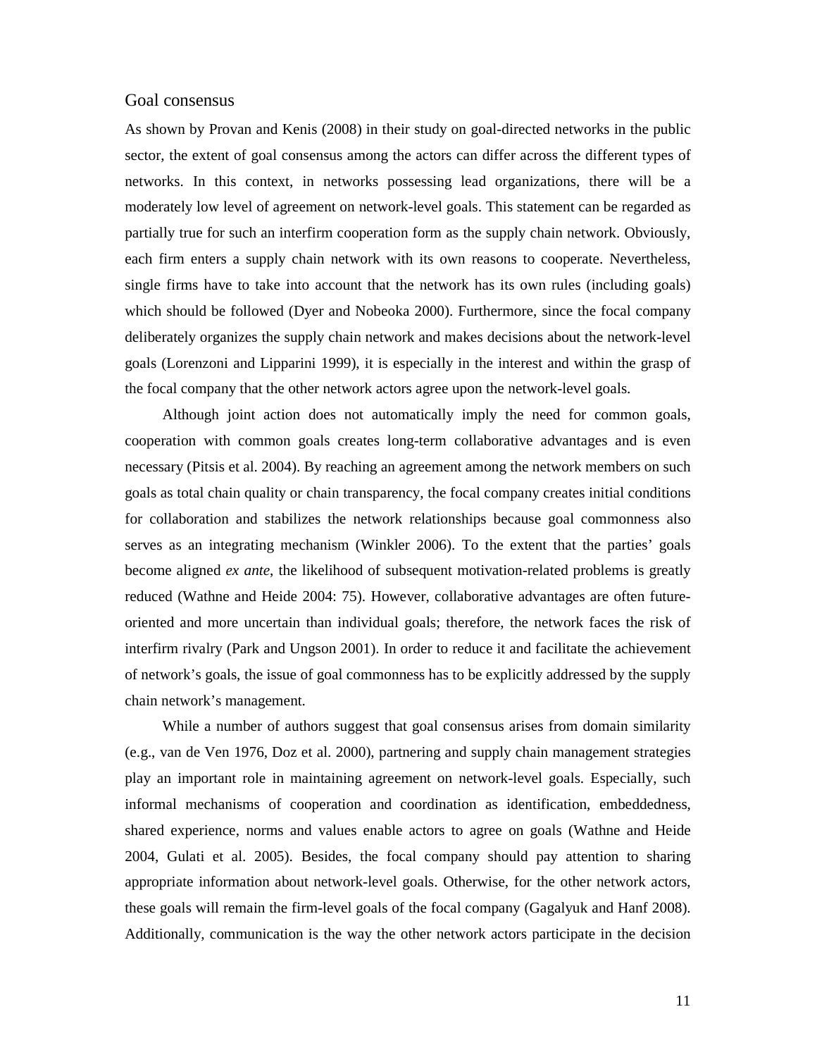## Goal consensus

As shown by Provan and Kenis (2008) in their study on goal-directed networks in the public sector, the extent of goal consensus among the actors can differ across the different types of networks. In this context, in networks possessing lead organizations, there will be a moderately low level of agreement on network-level goals. This statement can be regarded as partially true for such an interfirm cooperation form as the supply chain network. Obviously, each firm enters a supply chain network with its own reasons to cooperate. Nevertheless, single firms have to take into account that the network has its own rules (including goals) which should be followed (Dyer and Nobeoka 2000). Furthermore, since the focal company deliberately organizes the supply chain network and makes decisions about the network-level goals (Lorenzoni and Lipparini 1999), it is especially in the interest and within the grasp of the focal company that the other network actors agree upon the network-level goals.

Although joint action does not automatically imply the need for common goals, cooperation with common goals creates long-term collaborative advantages and is even necessary (Pitsis et al. 2004). By reaching an agreement among the network members on such goals as total chain quality or chain transparency, the focal company creates initial conditions for collaboration and stabilizes the network relationships because goal commonness also serves as an integrating mechanism (Winkler 2006). To the extent that the parties' goals become aligned *ex ante*, the likelihood of subsequent motivation-related problems is greatly reduced (Wathne and Heide 2004: 75). However, collaborative advantages are often future-oriented and more uncertain than individual goals; therefore, the network faces the risk of interfirm rivalry (Park and Ungson 2001). In order to reduce it and facilitate the achievement of network's goals, the issue of goal commonness has to be explicitly addressed by the supply chain network's management.

While a number of authors suggest that goal consensus arises from domain similarity (e.g., van de Ven 1976, Doz et al. 2000), partnering and supply chain management strategies play an important role in maintaining agreement on network-level goals. Especially, such informal mechanisms of cooperation and coordination as identification, embeddedness, shared experience, norms and values enable actors to agree on goals (Wathne and Heide 2004, Gulati et al. 2005). Besides, the focal company should pay attention to sharing appropriate information about network-level goals. Otherwise, for the other network actors, these goals will remain the firm-level goals of the focal company (Gagalyuk and Hanf 2008). Additionally, communication is the way the other network actors participate in the decision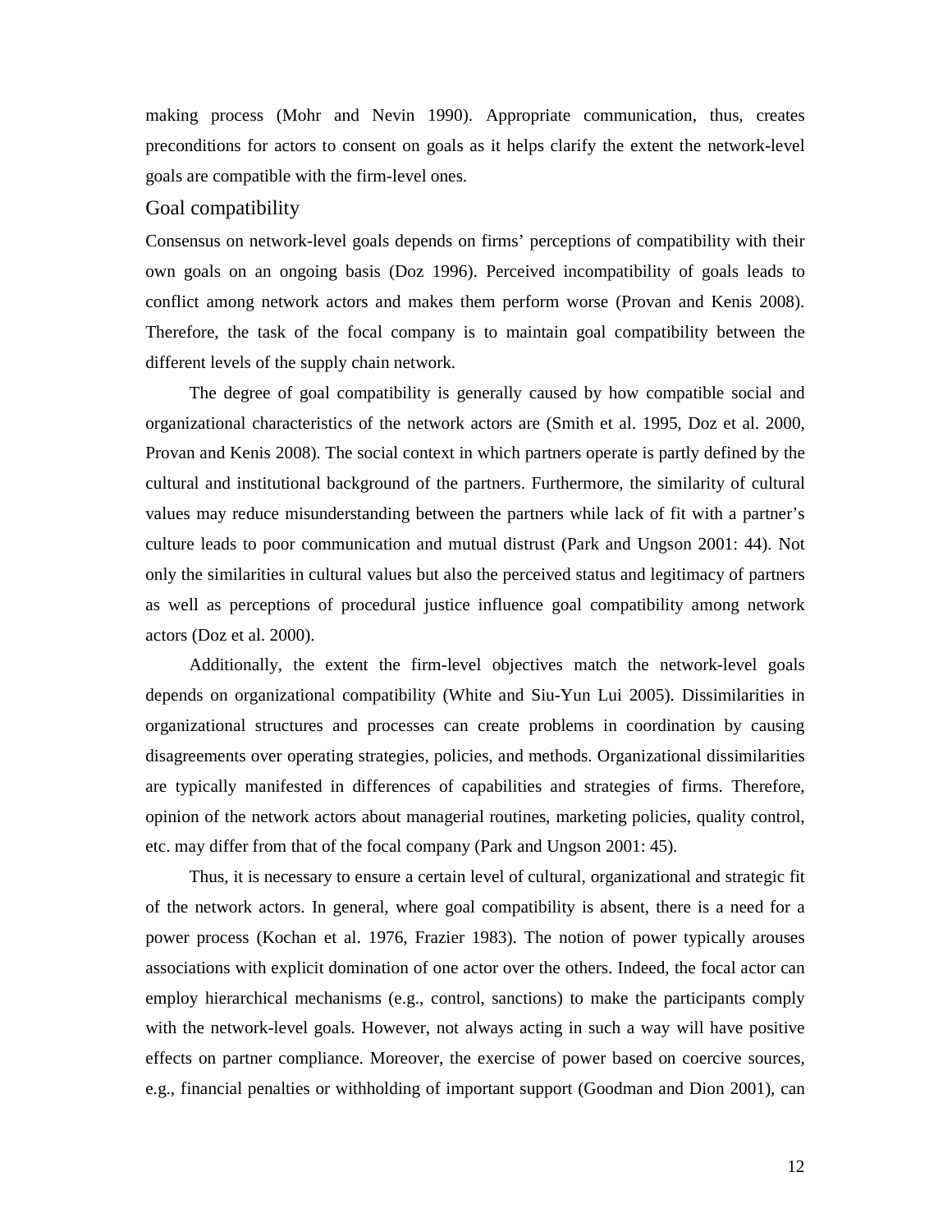making process (Mohr and Nevin 1990). Appropriate communication, thus, creates preconditions for actors to consent on goals as it helps clarify the extent the network-level goals are compatible with the firm-level ones.

## Goal compatibility

Consensus on network-level goals depends on firms' perceptions of compatibility with their own goals on an ongoing basis (Doz 1996). Perceived incompatibility of goals leads to conflict among network actors and makes them perform worse (Provan and Kenis 2008). Therefore, the task of the focal company is to maintain goal compatibility between the different levels of the supply chain network.

The degree of goal compatibility is generally caused by how compatible social and organizational characteristics of the network actors are (Smith et al. 1995, Doz et al. 2000, Provan and Kenis 2008). The social context in which partners operate is partly defined by the cultural and institutional background of the partners. Furthermore, the similarity of cultural values may reduce misunderstanding between the partners while lack of fit with a partner's culture leads to poor communication and mutual distrust (Park and Ungson 2001: 44). Not only the similarities in cultural values but also the perceived status and legitimacy of partners as well as perceptions of procedural justice influence goal compatibility among network actors (Doz et al. 2000).

Additionally, the extent the firm-level objectives match the network-level goals depends on organizational compatibility (White and Siu-Yun Lui 2005). Dissimilarities in organizational structures and processes can create problems in coordination by causing disagreements over operating strategies, policies, and methods. Organizational dissimilarities are typically manifested in differences of capabilities and strategies of firms. Therefore, opinion of the network actors about managerial routines, marketing policies, quality control, etc. may differ from that of the focal company (Park and Ungson 2001: 45).

Thus, it is necessary to ensure a certain level of cultural, organizational and strategic fit of the network actors. In general, where goal compatibility is absent, there is a need for a power process (Kochan et al. 1976, Frazier 1983). The notion of power typically arouses associations with explicit domination of one actor over the others. Indeed, the focal actor can employ hierarchical mechanisms (e.g., control, sanctions) to make the participants comply with the network-level goals. However, not always acting in such a way will have positive effects on partner compliance. Moreover, the exercise of power based on coercive sources, e.g., financial penalties or withholding of important support (Goodman and Dion 2001), can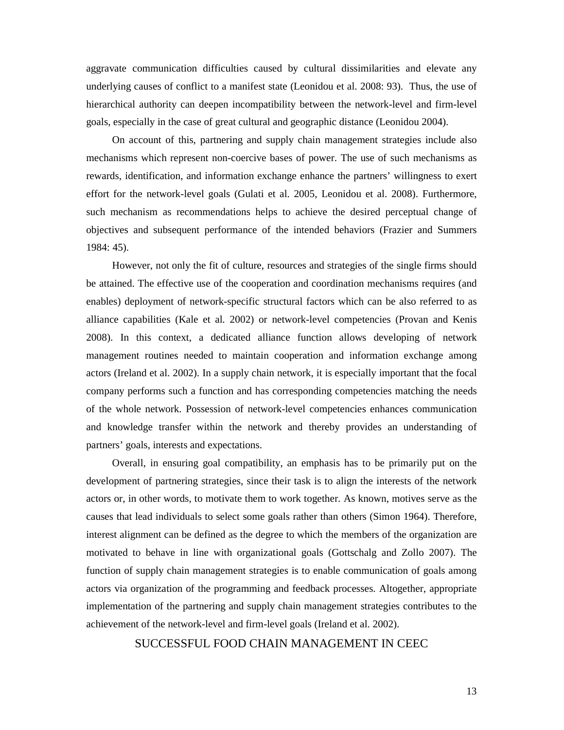aggravate communication difficulties caused by cultural dissimilarities and elevate any underlying causes of conflict to a manifest state (Leonidou et al. 2008: 93). Thus, the use of hierarchical authority can deepen incompatibility between the network-level and firm-level goals, especially in the case of great cultural and geographic distance (Leonidou 2004).

On account of this, partnering and supply chain management strategies include also mechanisms which represent non-coercive bases of power. The use of such mechanisms as rewards, identification, and information exchange enhance the partners' willingness to exert effort for the network-level goals (Gulati et al. 2005, Leonidou et al. 2008). Furthermore, such mechanism as recommendations helps to achieve the desired perceptual change of objectives and subsequent performance of the intended behaviors (Frazier and Summers 1984: 45).

However, not only the fit of culture, resources and strategies of the single firms should be attained. The effective use of the cooperation and coordination mechanisms requires (and enables) deployment of network-specific structural factors which can be also referred to as alliance capabilities (Kale et al. 2002) or network-level competencies (Provan and Kenis 2008). In this context, a dedicated alliance function allows developing of network management routines needed to maintain cooperation and information exchange among actors (Ireland et al. 2002). In a supply chain network, it is especially important that the focal company performs such a function and has corresponding competencies matching the needs of the whole network. Possession of network-level competencies enhances communication and knowledge transfer within the network and thereby provides an understanding of partners' goals, interests and expectations.

Overall, in ensuring goal compatibility, an emphasis has to be primarily put on the development of partnering strategies, since their task is to align the interests of the network actors or, in other words, to motivate them to work together. As known, motives serve as the causes that lead individuals to select some goals rather than others (Simon 1964). Therefore, interest alignment can be defined as the degree to which the members of the organization are motivated to behave in line with organizational goals (Gottschalg and Zollo 2007). The function of supply chain management strategies is to enable communication of goals among actors via organization of the programming and feedback processes. Altogether, appropriate implementation of the partnering and supply chain management strategies contributes to the achievement of the network-level and firm-level goals (Ireland et al. 2002).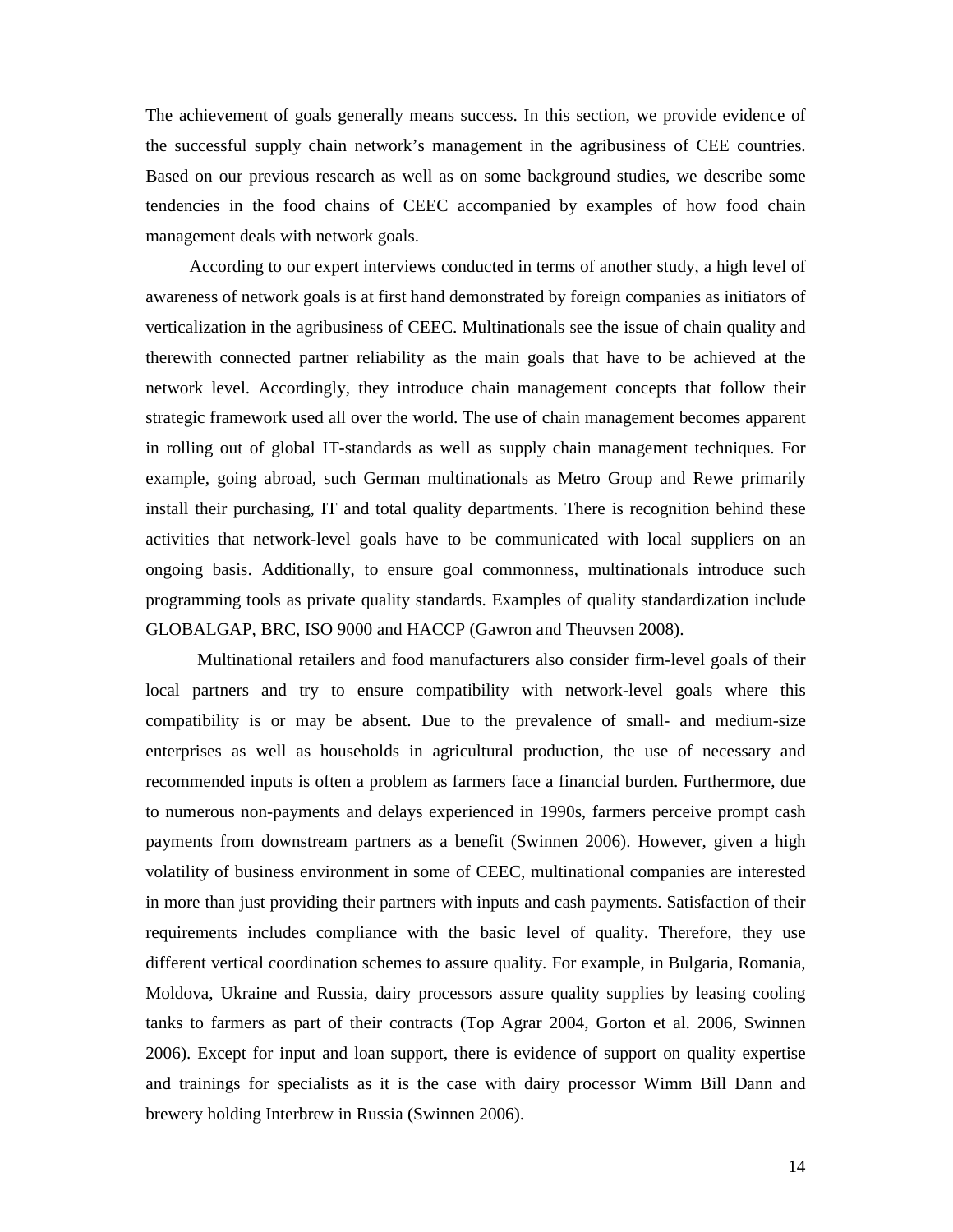The achievement of goals generally means success. In this section, we provide evidence of the successful supply chain network's management in the agribusiness of CEE countries. Based on our previous research as well as on some background studies, we describe some tendencies in the food chains of CEEC accompanied by examples of how food chain management deals with network goals.

According to our expert interviews conducted in terms of another study, a high level of awareness of network goals is at first hand demonstrated by foreign companies as initiators of verticalization in the agribusiness of CEEC. Multinationals see the issue of chain quality and therewith connected partner reliability as the main goals that have to be achieved at the network level. Accordingly, they introduce chain management concepts that follow their strategic framework used all over the world. The use of chain management becomes apparent in rolling out of global IT-standards as well as supply chain management techniques. For example, going abroad, such German multinationals as Metro Group and Rewe primarily install their purchasing, IT and total quality departments. There is recognition behind these activities that network-level goals have to be communicated with local suppliers on an ongoing basis. Additionally, to ensure goal commonness, multinationals introduce such programming tools as private quality standards. Examples of quality standardization include GLOBALGAP, BRC, ISO 9000 and HACCP (Gawron and Theuvsen 2008).

Multinational retailers and food manufacturers also consider firm-level goals of their local partners and try to ensure compatibility with network-level goals where this compatibility is or may be absent. Due to the prevalence of small- and medium-size enterprises as well as households in agricultural production, the use of necessary and recommended inputs is often a problem as farmers face a financial burden. Furthermore, due to numerous non-payments and delays experienced in 1990s, farmers perceive prompt cash payments from downstream partners as a benefit (Swinnen 2006). However, given a high volatility of business environment in some of CEEC, multinational companies are interested in more than just providing their partners with inputs and cash payments. Satisfaction of their requirements includes compliance with the basic level of quality. Therefore, they use different vertical coordination schemes to assure quality. For example, in Bulgaria, Romania, Moldova, Ukraine and Russia, dairy processors assure quality supplies by leasing cooling tanks to farmers as part of their contracts (Top Agrar 2004, Gorton et al. 2006, Swinnen 2006). Except for input and loan support, there is evidence of support on quality expertise and trainings for specialists as it is the case with dairy processor Wimm Bill Dann and brewery holding Interbrew in Russia (Swinnen 2006).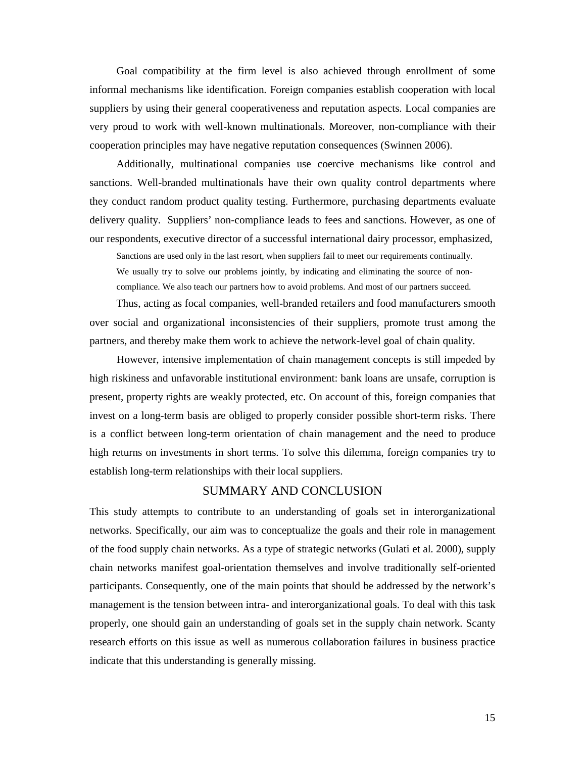Goal compatibility at the firm level is also achieved through enrollment of some informal mechanisms like identification. Foreign companies establish cooperation with local suppliers by using their general cooperativeness and reputation aspects. Local companies are very proud to work with well-known multinationals. Moreover, non-compliance with their cooperation principles may have negative reputation consequences (Swinnen 2006).

Additionally, multinational companies use coercive mechanisms like control and sanctions. Well-branded multinationals have their own quality control departments where they conduct random product quality testing. Furthermore, purchasing departments evaluate delivery quality. Suppliers' non-compliance leads to fees and sanctions. However, as one of our respondents, executive director of a successful international dairy processor, emphasized,

> Sanctions are used only in the last resort, when suppliers fail to meet our requirements continually. We usually try to solve our problems jointly, by indicating and eliminating the source of non-compliance. We also teach our partners how to avoid problems. And most of our partners succeed.

Thus, acting as focal companies, well-branded retailers and food manufacturers smooth over social and organizational inconsistencies of their suppliers, promote trust among the partners, and thereby make them work to achieve the network-level goal of chain quality.

However, intensive implementation of chain management concepts is still impeded by high riskiness and unfavorable institutional environment: bank loans are unsafe, corruption is present, property rights are weakly protected, etc. On account of this, foreign companies that invest on a long-term basis are obliged to properly consider possible short-term risks. There is a conflict between long-term orientation of chain management and the need to produce high returns on investments in short terms. To solve this dilemma, foreign companies try to establish long-term relationships with their local suppliers.

## SUMMARY AND CONCLUSION

This study attempts to contribute to an understanding of goals set in interorganizational networks. Specifically, our aim was to conceptualize the goals and their role in management of the food supply chain networks. As a type of strategic networks (Gulati et al. 2000), supply chain networks manifest goal-orientation themselves and involve traditionally self-oriented participants. Consequently, one of the main points that should be addressed by the network's management is the tension between intra- and interorganizational goals. To deal with this task properly, one should gain an understanding of goals set in the supply chain network. Scanty research efforts on this issue as well as numerous collaboration failures in business practice indicate that this understanding is generally missing.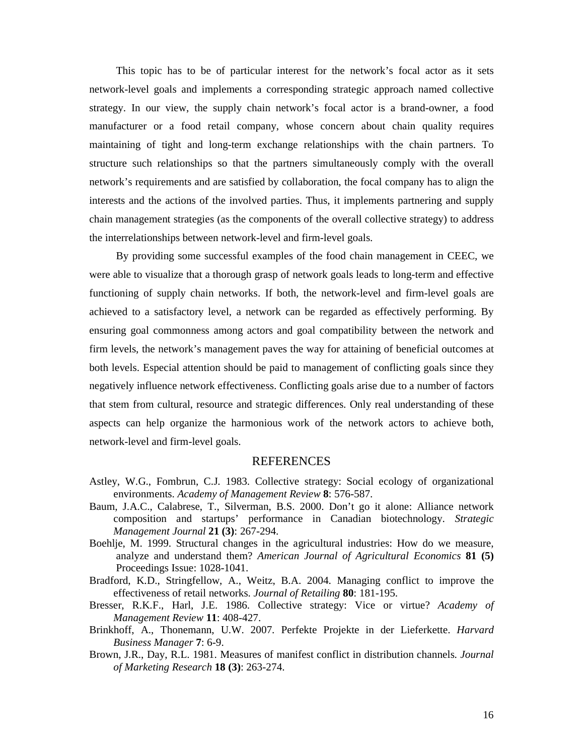This topic has to be of particular interest for the network's focal actor as it sets network-level goals and implements a corresponding strategic approach named collective strategy. In our view, the supply chain network's focal actor is a brand-owner, a food manufacturer or a food retail company, whose concern about chain quality requires maintaining of tight and long-term exchange relationships with the chain partners. To structure such relationships so that the partners simultaneously comply with the overall network's requirements and are satisfied by collaboration, the focal company has to align the interests and the actions of the involved parties. Thus, it implements partnering and supply chain management strategies (as the components of the overall collective strategy) to address the interrelationships between network-level and firm-level goals.

By providing some successful examples of the food chain management in CEEC, we were able to visualize that a thorough grasp of network goals leads to long-term and effective functioning of supply chain networks. If both, the network-level and firm-level goals are achieved to a satisfactory level, a network can be regarded as effectively performing. By ensuring goal commonness among actors and goal compatibility between the network and firm levels, the network's management paves the way for attaining of beneficial outcomes at both levels. Especial attention should be paid to management of conflicting goals since they negatively influence network effectiveness. Conflicting goals arise due to a number of factors that stem from cultural, resource and strategic differences. Only real understanding of these aspects can help organize the harmonious work of the network actors to achieve both, network-level and firm-level goals.

## REFERENCES

Astley, W.G., Fombrun, C.J. 1983. Collective strategy: Social ecology of organizational environments. *Academy of Management Review* **8**: 576-587.

Baum, J.A.C., Calabrese, T., Silverman, B.S. 2000. Don't go it alone: Alliance network composition and startups' performance in Canadian biotechnology. *Strategic Management Journal* **21 (3)**: 267-294.

Boehlje, M. 1999. Structural changes in the agricultural industries: How do we measure, analyze and understand them? *American Journal of Agricultural Economics* **81 (5)** Proceedings Issue: 1028-1041.

Bradford, K.D., Stringfellow, A., Weitz, B.A. 2004. Managing conflict to improve the effectiveness of retail networks. *Journal of Retailing* **80**: 181-195.

Bresser, R.K.F., Harl, J.E. 1986. Collective strategy: Vice or virtue? *Academy of Management Review* **11**: 408-427.

Brinkhoff, A., Thonemann, U.W. 2007. Perfekte Projekte in der Lieferkette. *Harvard Business Manager* **7**: 6-9.

Brown, J.R., Day, R.L. 1981. Measures of manifest conflict in distribution channels. *Journal of Marketing Research* **18 (3)**: 263-274.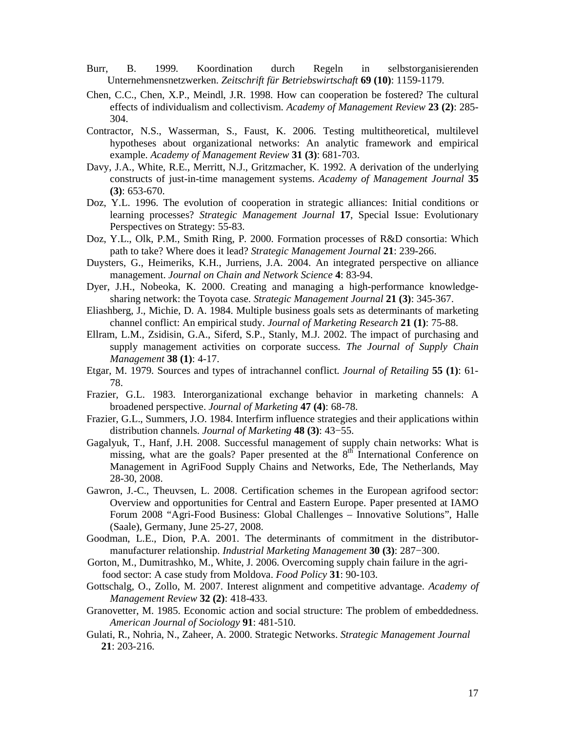Burr, B. 1999. Koordination durch Regeln in selbstorganisierenden Unternehmensnetzwerken. *Zeitschrift für Betriebswirtschaft* **69 (10)**: 1159-1179.

Chen, C.C., Chen, X.P., Meindl, J.R. 1998. How can cooperation be fostered? The cultural effects of individualism and collectivism. *Academy of Management Review* **23 (2)**: 285-304.

Contractor, N.S., Wasserman, S., Faust, K. 2006. Testing multitheoretical, multilevel hypotheses about organizational networks: An analytic framework and empirical example. *Academy of Management Review* **31 (3)**: 681-703.

Davy, J.A., White, R.E., Merritt, N.J., Gritzmacher, K. 1992. A derivation of the underlying constructs of just-in-time management systems. *Academy of Management Journal* **35 (3)**: 653-670.

Doz, Y.L. 1996. The evolution of cooperation in strategic alliances: Initial conditions or learning processes? *Strategic Management Journal* **17**, Special Issue: Evolutionary Perspectives on Strategy: 55-83.

Doz, Y.L., Olk, P.M., Smith Ring, P. 2000. Formation processes of R&D consortia: Which path to take? Where does it lead? *Strategic Management Journal* **21**: 239-266.

Duysters, G., Heimeriks, K.H., Jurriens, J.A. 2004. An integrated perspective on alliance management. *Journal on Chain and Network Science* **4**: 83-94.

Dyer, J.H., Nobeoka, K. 2000. Creating and managing a high-performance knowledge-sharing network: the Toyota case. *Strategic Management Journal* **21 (3)**: 345-367.

Eliashberg, J., Michie, D. A. 1984. Multiple business goals sets as determinants of marketing channel conflict: An empirical study. *Journal of Marketing Research* **21 (1)**: 75-88.

Ellram, L.M., Zsidisin, G.A., Siferd, S.P., Stanly, M.J. 2002. The impact of purchasing and supply management activities on corporate success. *The Journal of Supply Chain Management* **38 (1)**: 4-17.

Etgar, M. 1979. Sources and types of intrachannel conflict. *Journal of Retailing* **55 (1)**: 61-78.

Frazier, G.L. 1983. Interorganizational exchange behavior in marketing channels: A broadened perspective. *Journal of Marketing* **47 (4)**: 68-78.

Frazier, G.L., Summers, J.O. 1984. Interfirm influence strategies and their applications within distribution channels. *Journal of Marketing* **48 (3)**: 43−55.

Gagalyuk, T., Hanf, J.H. 2008. Successful management of supply chain networks: What is missing, what are the goals? Paper presented at the 8th International Conference on Management in AgriFood Supply Chains and Networks, Ede, The Netherlands, May 28-30, 2008.

Gawron, J.-C., Theuvsen, L. 2008. Certification schemes in the European agrifood sector: Overview and opportunities for Central and Eastern Europe. Paper presented at IAMO Forum 2008 "Agri-Food Business: Global Challenges – Innovative Solutions", Halle (Saale), Germany, June 25-27, 2008.

Goodman, L.E., Dion, P.A. 2001. The determinants of commitment in the distributor-manufacturer relationship. *Industrial Marketing Management* **30 (3)**: 287−300.

Gorton, M., Dumitrashko, M., White, J. 2006. Overcoming supply chain failure in the agri-food sector: A case study from Moldova. *Food Policy* **31**: 90-103.

Gottschalg, O., Zollo, M. 2007. Interest alignment and competitive advantage. *Academy of Management Review* **32 (2)**: 418-433.

Granovetter, M. 1985. Economic action and social structure: The problem of embeddedness. *American Journal of Sociology* **91**: 481-510.

Gulati, R., Nohria, N., Zaheer, A. 2000. Strategic Networks. *Strategic Management Journal* **21**: 203-216.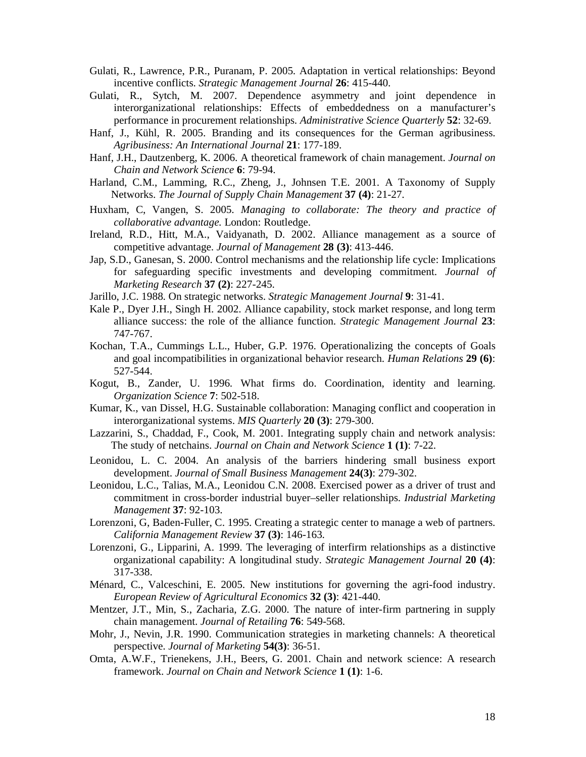Gulati, R., Lawrence, P.R., Puranam, P. 2005. Adaptation in vertical relationships: Beyond incentive conflicts. *Strategic Management Journal* **26**: 415-440.

Gulati, R., Sytch, M. 2007. Dependence asymmetry and joint dependence in interorganizational relationships: Effects of embeddedness on a manufacturer's performance in procurement relationships. *Administrative Science Quarterly* **52**: 32-69.

Hanf, J., Kühl, R. 2005. Branding and its consequences for the German agribusiness. *Agribusiness: An International Journal* **21**: 177-189.

Hanf, J.H., Dautzenberg, K. 2006. A theoretical framework of chain management. *Journal on Chain and Network Science* **6**: 79-94.

Harland, C.M., Lamming, R.C., Zheng, J., Johnsen T.E. 2001. A Taxonomy of Supply Networks. *The Journal of Supply Chain Management* **37 (4)**: 21-27.

Huxham, C, Vangen, S. 2005. *Managing to collaborate: The theory and practice of collaborative advantage.* London: Routledge.

Ireland, R.D., Hitt, M.A., Vaidyanath, D. 2002. Alliance management as a source of competitive advantage. *Journal of Management* **28 (3)**: 413-446.

Jap, S.D., Ganesan, S. 2000. Control mechanisms and the relationship life cycle: Implications for safeguarding specific investments and developing commitment. *Journal of Marketing Research* **37 (2)**: 227-245.

Jarillo, J.C. 1988. On strategic networks. *Strategic Management Journal* **9**: 31-41.

Kale P., Dyer J.H., Singh H. 2002. Alliance capability, stock market response, and long term alliance success: the role of the alliance function. *Strategic Management Journal* **23**: 747-767.

Kochan, T.A., Cummings L.L., Huber, G.P. 1976. Operationalizing the concepts of Goals and goal incompatibilities in organizational behavior research. *Human Relations* **29 (6)**: 527-544.

Kogut, B., Zander, U. 1996. What firms do. Coordination, identity and learning. *Organization Science* **7**: 502-518.

Kumar, K., van Dissel, H.G. Sustainable collaboration: Managing conflict and cooperation in interorganizational systems. *MIS Quarterly* **20 (3)**: 279-300.

Lazzarini, S., Chaddad, F., Cook, M. 2001. Integrating supply chain and network analysis: The study of netchains. *Journal on Chain and Network Science* **1 (1)**: 7-22.

Leonidou, L. C. 2004. An analysis of the barriers hindering small business export development. *Journal of Small Business Management* **24(3)**: 279-302.

Leonidou, L.C., Talias, M.A., Leonidou C.N. 2008. Exercised power as a driver of trust and commitment in cross-border industrial buyer–seller relationships. *Industrial Marketing Management* **37**: 92-103.

Lorenzoni, G, Baden-Fuller, C. 1995. Creating a strategic center to manage a web of partners. *California Management Review* **37 (3)**: 146-163.

Lorenzoni, G., Lipparini, A. 1999. The leveraging of interfirm relationships as a distinctive organizational capability: A longitudinal study. *Strategic Management Journal* **20 (4)**: 317-338.

Ménard, C., Valceschini, E. 2005. New institutions for governing the agri-food industry. *European Review of Agricultural Economics* **32 (3)**: 421-440.

Mentzer, J.T., Min, S., Zacharia, Z.G. 2000. The nature of inter-firm partnering in supply chain management. *Journal of Retailing* **76**: 549-568.

Mohr, J., Nevin, J.R. 1990. Communication strategies in marketing channels: A theoretical perspective. *Journal of Marketing* **54(3)**: 36-51.

Omta, A.W.F., Trienekens, J.H., Beers, G. 2001. Chain and network science: A research framework. *Journal on Chain and Network Science* **1 (1)**: 1-6.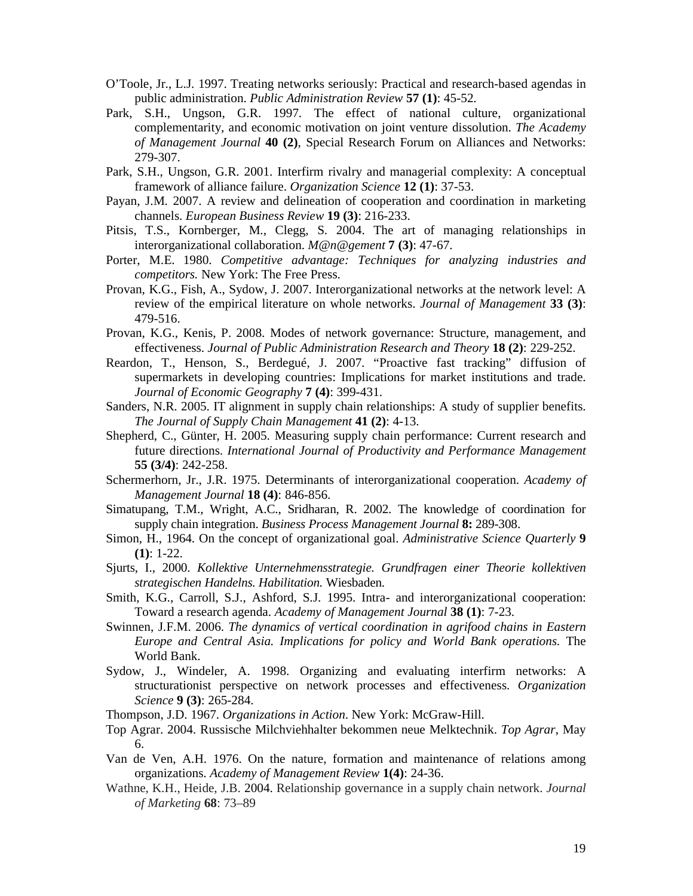O'Toole, Jr., L.J. 1997. Treating networks seriously: Practical and research-based agendas in public administration. *Public Administration Review* **57 (1)**: 45-52.

Park, S.H., Ungson, G.R. 1997. The effect of national culture, organizational complementarity, and economic motivation on joint venture dissolution. *The Academy of Management Journal* **40 (2)**, Special Research Forum on Alliances and Networks: 279-307.

Park, S.H., Ungson, G.R. 2001. Interfirm rivalry and managerial complexity: A conceptual framework of alliance failure. *Organization Science* **12 (1)**: 37-53.

Payan, J.M. 2007. A review and delineation of cooperation and coordination in marketing channels. *European Business Review* **19 (3)**: 216-233.

Pitsis, T.S., Kornberger, M., Clegg, S. 2004. The art of managing relationships in interorganizational collaboration. *M@n@gement* **7 (3)**: 47-67.

Porter, M.E. 1980. *Competitive advantage: Techniques for analyzing industries and competitors.* New York: The Free Press.

Provan, K.G., Fish, A., Sydow, J. 2007. Interorganizational networks at the network level: A review of the empirical literature on whole networks. *Journal of Management* **33 (3)**: 479-516.

Provan, K.G., Kenis, P. 2008. Modes of network governance: Structure, management, and effectiveness. *Journal of Public Administration Research and Theory* **18 (2)**: 229-252.

Reardon, T., Henson, S., Berdegué, J. 2007. "Proactive fast tracking" diffusion of supermarkets in developing countries: Implications for market institutions and trade. *Journal of Economic Geography* **7 (4)**: 399-431.

Sanders, N.R. 2005. IT alignment in supply chain relationships: A study of supplier benefits. *The Journal of Supply Chain Management* **41 (2)**: 4-13.

Shepherd, C., Günter, H. 2005. Measuring supply chain performance: Current research and future directions. *International Journal of Productivity and Performance Management* **55 (3/4)**: 242-258.

Schermerhorn, Jr., J.R. 1975. Determinants of interorganizational cooperation. *Academy of Management Journal* **18 (4)**: 846-856.

Simatupang, T.M., Wright, A.C., Sridharan, R. 2002. The knowledge of coordination for supply chain integration. *Business Process Management Journal* **8:** 289-308.

Simon, H., 1964. On the concept of organizational goal. *Administrative Science Quarterly* **9 (1)**: 1-22.

Sjurts, I., 2000. *Kollektive Unternehmensstrategie. Grundfragen einer Theorie kollektiven strategischen Handelns. Habilitation.* Wiesbaden.

Smith, K.G., Carroll, S.J., Ashford, S.J. 1995. Intra- and interorganizational cooperation: Toward a research agenda. *Academy of Management Journal* **38 (1)**: 7-23.

Swinnen, J.F.M. 2006. *The dynamics of vertical coordination in agrifood chains in Eastern Europe and Central Asia. Implications for policy and World Bank operations.* The World Bank.

Sydow, J., Windeler, A. 1998. Organizing and evaluating interfirm networks: A structurationist perspective on network processes and effectiveness. *Organization Science* **9 (3)**: 265-284.

Thompson, J.D. 1967. *Organizations in Action*. New York: McGraw-Hill.

Top Agrar. 2004. Russische Milchviehhalter bekommen neue Melktechnik. *Top Agrar*, May 6.

Van de Ven, A.H. 1976. On the nature, formation and maintenance of relations among organizations. *Academy of Management Review* **1(4)**: 24-36.

Wathne, K.H., Heide, J.B. 2004. Relationship governance in a supply chain network. *Journal of Marketing* **68**: 73–89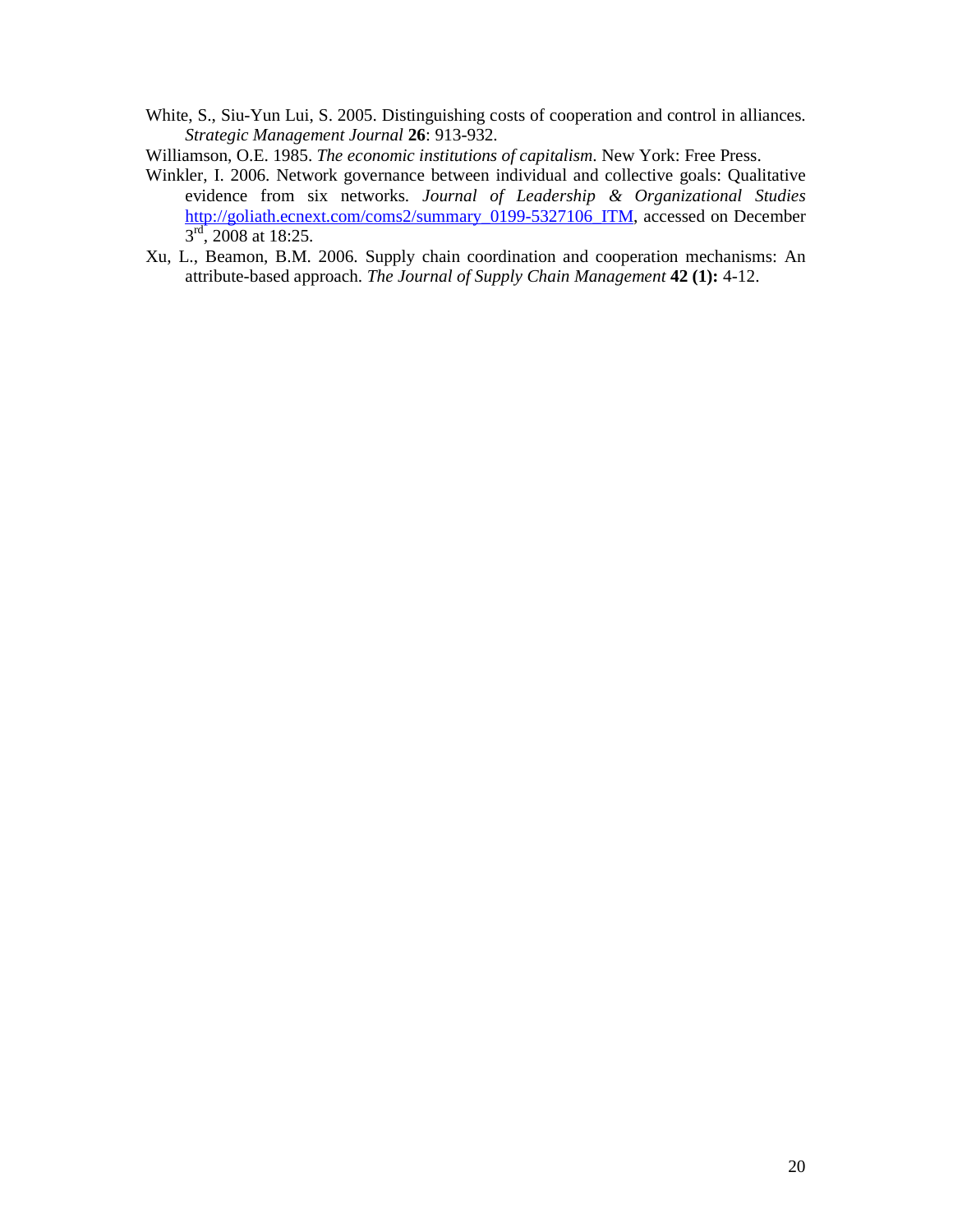White, S., Siu-Yun Lui, S. 2005. Distinguishing costs of cooperation and control in alliances. *Strategic Management Journal* **26**: 913-932.

Williamson, O.E. 1985. *The economic institutions of capitalism*. New York: Free Press.

Winkler, I. 2006. Network governance between individual and collective goals: Qualitative evidence from six networks. *Journal of Leadership & Organizational Studies* http://goliath.ecnext.com/coms2/summary_0199-5327106_ITM, accessed on December 3rd, 2008 at 18:25.

Xu, L., Beamon, B.M. 2006. Supply chain coordination and cooperation mechanisms: An attribute-based approach. *The Journal of Supply Chain Management* **42 (1):** 4-12.